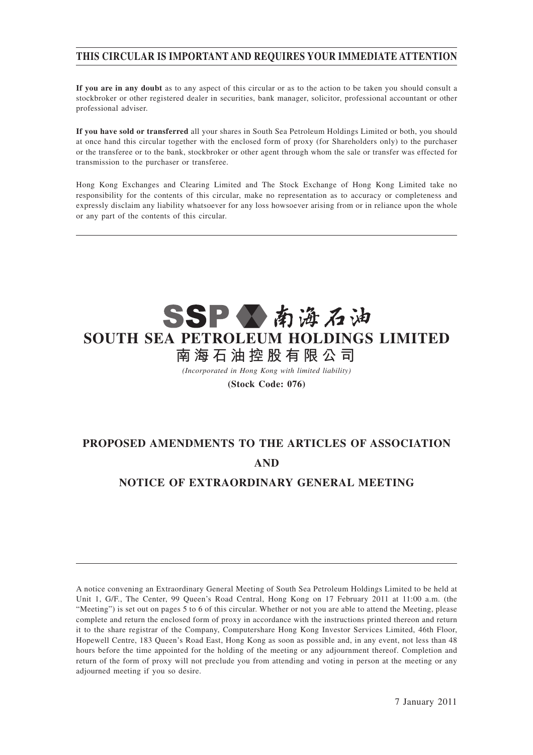**THIS CIRCULAR IS IMPORTANT AND REQUIRES YOUR IMMEDIATE ATTENTION**

**If you are in any doubt** as to any aspect of this circular or as to the action to be taken you should consult a stockbroker or other registered dealer in securities, bank manager, solicitor, professional accountant or other professional adviser.

**If you have sold or transferred** all your shares in South Sea Petroleum Holdings Limited or both, you should at once hand this circular together with the enclosed form of proxy (for Shareholders only) to the purchaser or the transferee or to the bank, stockbroker or other agent through whom the sale or transfer was effected for transmission to the purchaser or transferee.

Hong Kong Exchanges and Clearing Limited and The Stock Exchange of Hong Kong Limited take no responsibility for the contents of this circular, make no representation as to accuracy or completeness and expressly disclaim any liability whatsoever for any loss howsoever arising from or in reliance upon the whole or any part of the contents of this circular.

SSP 南海石油

# SOUTH SEA PETROLEUM HOLDINGS LIMITED

# 南海石油控股有限公司

*(Incorporated in Hong Kong with limited liability)*

**(Stock Code: 076)**

## PROPOSED AMENDMENTS TO THE ARTICLES OF ASSOCIATION AND NOTICE OF EXTRAORDINARY GENERAL MEETING

A notice convening an Extraordinary General Meeting of South Sea Petroleum Holdings Limited to be held at Unit 1, G/F., The Center, 99 Queen's Road Central, Hong Kong on 17 February 2011 at 11:00 a.m. (the "Meeting") is set out on pages 5 to 6 of this circular. Whether or not you are able to attend the Meeting, please complete and return the enclosed form of proxy in accordance with the instructions printed thereon and return it to the share registrar of the Company, Computershare Hong Kong Investor Services Limited, 46th Floor, Hopewell Centre, 183 Queen's Road East, Hong Kong as soon as possible and, in any event, not less than 48 hours before the time appointed for the holding of the meeting or any adjournment thereof. Completion and return of the form of proxy will not preclude you from attending and voting in person at the meeting or any adjourned meeting if you so desire.

7 January 2011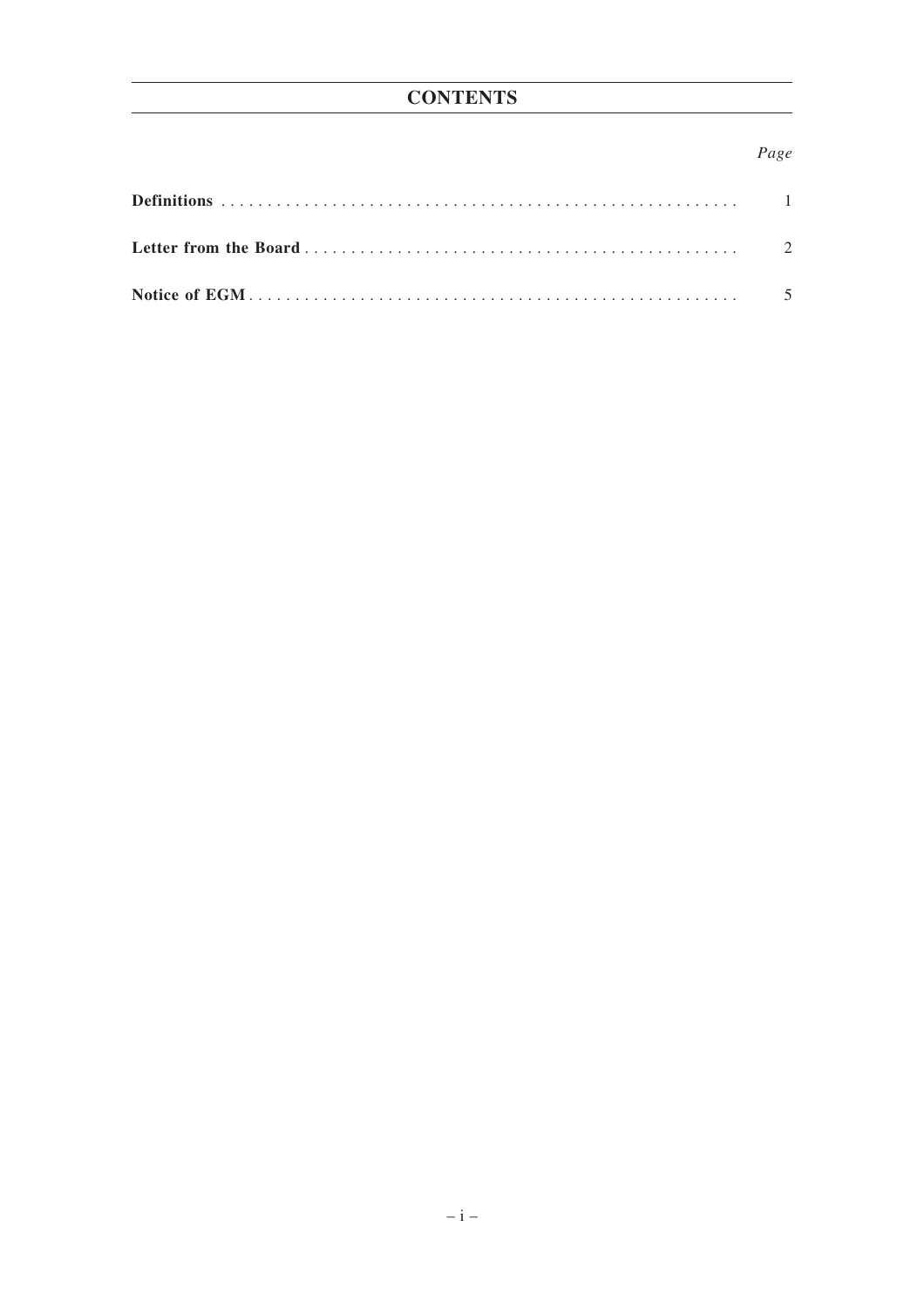# CONTENTS

| | Page |
|---|---|
| **Definitions** | 1 |
| **Letter from the Board** | 2 |
| **Notice of EGM** | 5 |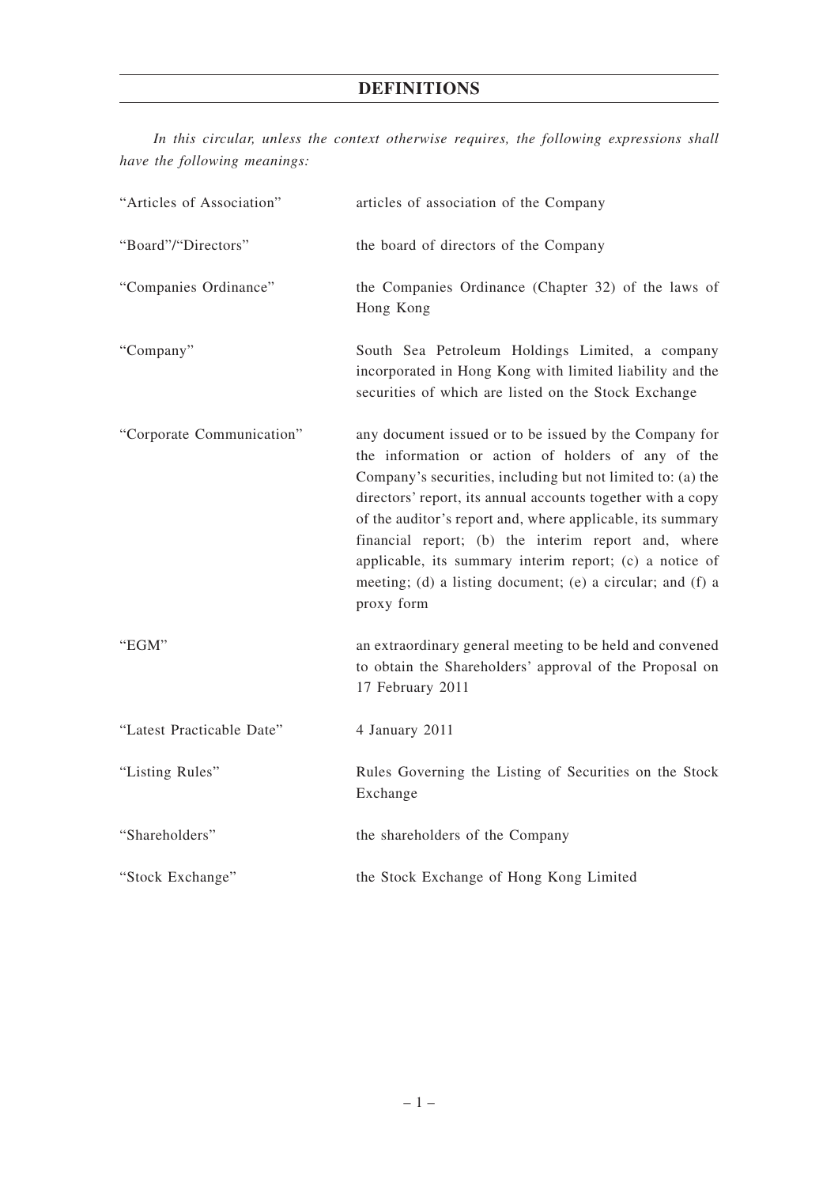# DEFINITIONS

*In this circular, unless the context otherwise requires, the following expressions shall have the following meanings:*

| | |
|---|---|
| "Articles of Association" | articles of association of the Company |
| "Board"/"Directors" | the board of directors of the Company |
| "Companies Ordinance" | the Companies Ordinance (Chapter 32) of the laws of Hong Kong |
| "Company" | South Sea Petroleum Holdings Limited, a company incorporated in Hong Kong with limited liability and the securities of which are listed on the Stock Exchange |
| "Corporate Communication" | any document issued or to be issued by the Company for the information or action of holders of any of the Company's securities, including but not limited to: (a) the directors' report, its annual accounts together with a copy of the auditor's report and, where applicable, its summary financial report; (b) the interim report and, where applicable, its summary interim report; (c) a notice of meeting; (d) a listing document; (e) a circular; and (f) a proxy form |
| "EGM" | an extraordinary general meeting to be held and convened to obtain the Shareholders' approval of the Proposal on 17 February 2011 |
| "Latest Practicable Date" | 4 January 2011 |
| "Listing Rules" | Rules Governing the Listing of Securities on the Stock Exchange |
| "Shareholders" | the shareholders of the Company |
| "Stock Exchange" | the Stock Exchange of Hong Kong Limited |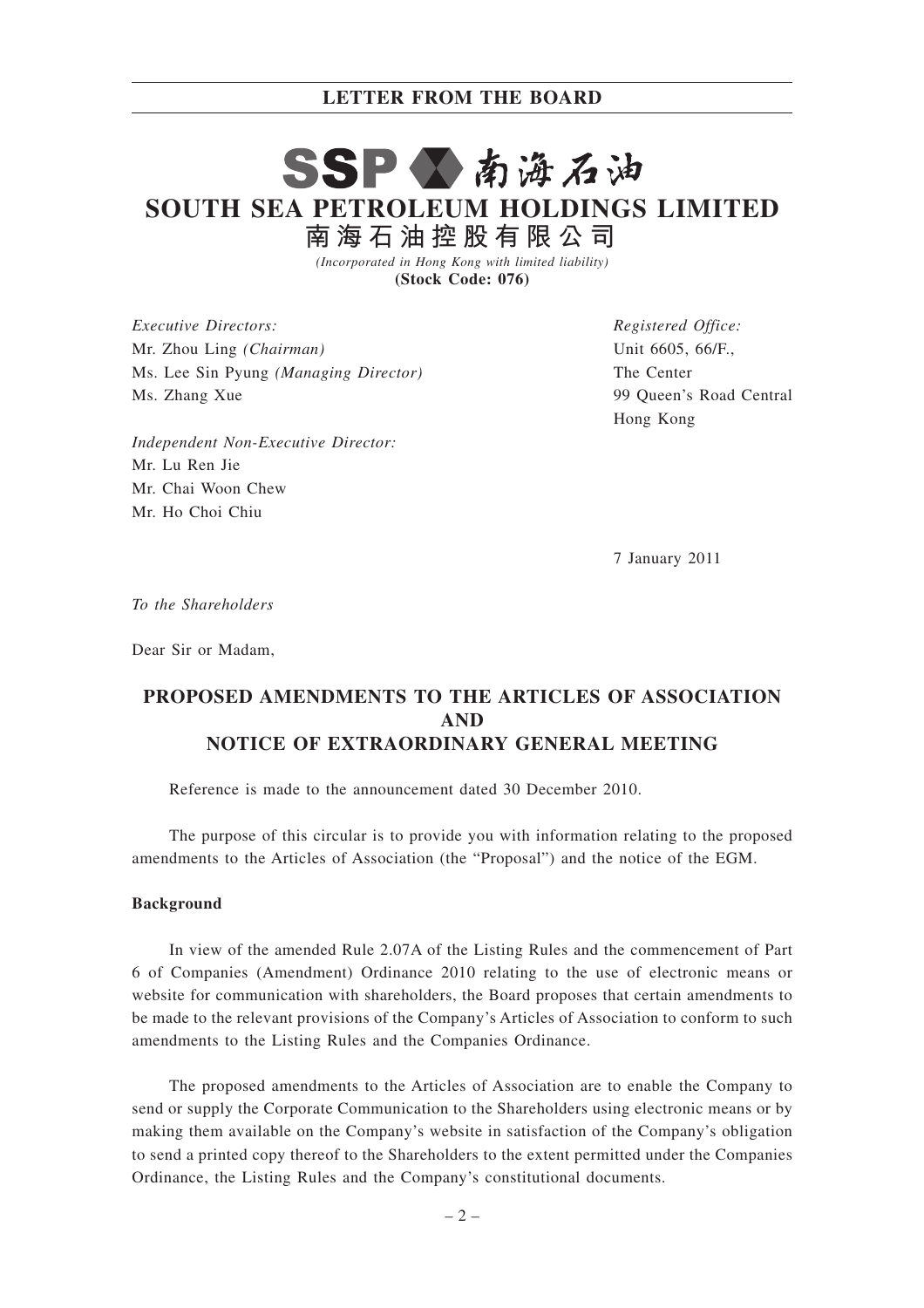# SSP 南海石油

# SOUTH SEA PETROLEUM HOLDINGS LIMITED

## 南海石油控股有限公司

*(Incorporated in Hong Kong with limited liability)*

**(Stock Code: 076)**

*Executive Directors:*
Mr. Zhou Ling *(Chairman)*
Ms. Lee Sin Pyung *(Managing Director)*
Ms. Zhang Xue

*Independent Non-Executive Director:*
Mr. Lu Ren Jie
Mr. Chai Woon Chew
Mr. Ho Choi Chiu

*Registered Office:*
Unit 6605, 66/F.,
The Center
99 Queen's Road Central
Hong Kong

7 January 2011

*To the Shareholders*

Dear Sir or Madam,

## PROPOSED AMENDMENTS TO THE ARTICLES OF ASSOCIATION AND NOTICE OF EXTRAORDINARY GENERAL MEETING

Reference is made to the announcement dated 30 December 2010.

The purpose of this circular is to provide you with information relating to the proposed amendments to the Articles of Association (the "Proposal") and the notice of the EGM.

**Background**

In view of the amended Rule 2.07A of the Listing Rules and the commencement of Part 6 of Companies (Amendment) Ordinance 2010 relating to the use of electronic means or website for communication with shareholders, the Board proposes that certain amendments to be made to the relevant provisions of the Company's Articles of Association to conform to such amendments to the Listing Rules and the Companies Ordinance.

The proposed amendments to the Articles of Association are to enable the Company to send or supply the Corporate Communication to the Shareholders using electronic means or by making them available on the Company's website in satisfaction of the Company's obligation to send a printed copy thereof to the Shareholders to the extent permitted under the Companies Ordinance, the Listing Rules and the Company's constitutional documents.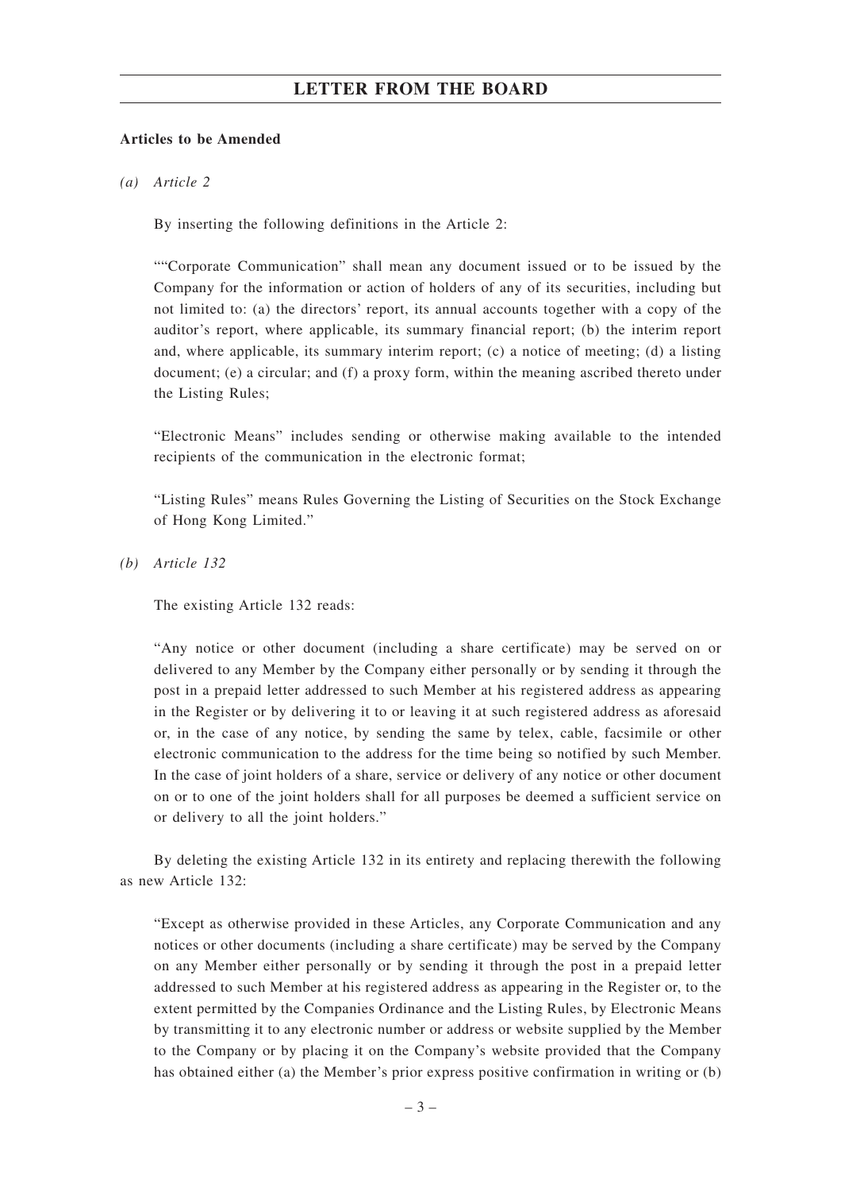**Articles to be Amended**

*(a) Article 2*

By inserting the following definitions in the Article 2:

""Corporate Communication" shall mean any document issued or to be issued by the Company for the information or action of holders of any of its securities, including but not limited to: (a) the directors' report, its annual accounts together with a copy of the auditor's report, where applicable, its summary financial report; (b) the interim report and, where applicable, its summary interim report; (c) a notice of meeting; (d) a listing document; (e) a circular; and (f) a proxy form, within the meaning ascribed thereto under the Listing Rules;

"Electronic Means" includes sending or otherwise making available to the intended recipients of the communication in the electronic format;

"Listing Rules" means Rules Governing the Listing of Securities on the Stock Exchange of Hong Kong Limited."

*(b) Article 132*

The existing Article 132 reads:

"Any notice or other document (including a share certificate) may be served on or delivered to any Member by the Company either personally or by sending it through the post in a prepaid letter addressed to such Member at his registered address as appearing in the Register or by delivering it to or leaving it at such registered address as aforesaid or, in the case of any notice, by sending the same by telex, cable, facsimile or other electronic communication to the address for the time being so notified by such Member. In the case of joint holders of a share, service or delivery of any notice or other document on or to one of the joint holders shall for all purposes be deemed a sufficient service on or delivery to all the joint holders."

By deleting the existing Article 132 in its entirety and replacing therewith the following as new Article 132:

"Except as otherwise provided in these Articles, any Corporate Communication and any notices or other documents (including a share certificate) may be served by the Company on any Member either personally or by sending it through the post in a prepaid letter addressed to such Member at his registered address as appearing in the Register or, to the extent permitted by the Companies Ordinance and the Listing Rules, by Electronic Means by transmitting it to any electronic number or address or website supplied by the Member to the Company or by placing it on the Company's website provided that the Company has obtained either (a) the Member's prior express positive confirmation in writing or (b)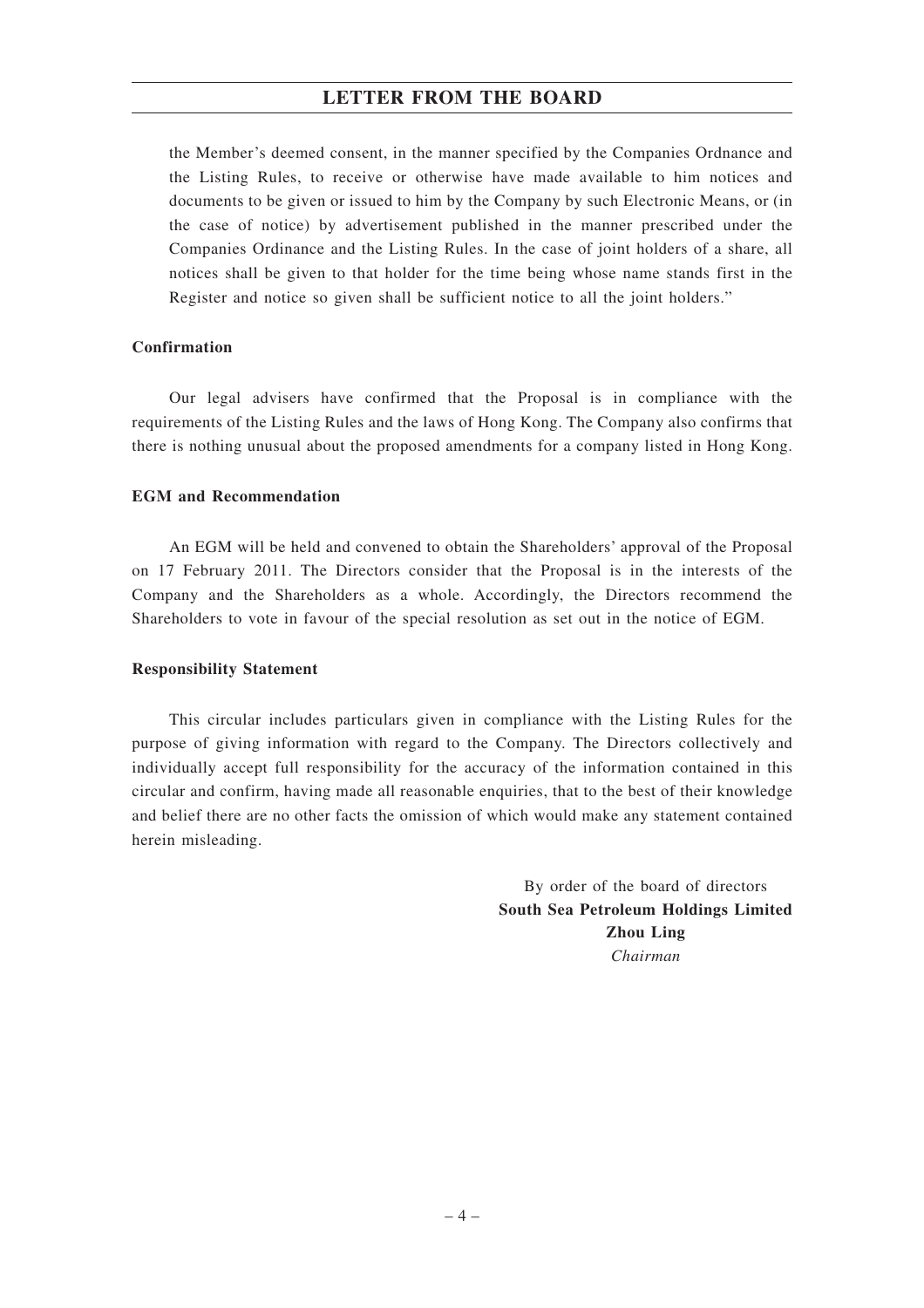the Member's deemed consent, in the manner specified by the Companies Ordnance and the Listing Rules, to receive or otherwise have made available to him notices and documents to be given or issued to him by the Company by such Electronic Means, or (in the case of notice) by advertisement published in the manner prescribed under the Companies Ordinance and the Listing Rules. In the case of joint holders of a share, all notices shall be given to that holder for the time being whose name stands first in the Register and notice so given shall be sufficient notice to all the joint holders."

**Confirmation**

Our legal advisers have confirmed that the Proposal is in compliance with the requirements of the Listing Rules and the laws of Hong Kong. The Company also confirms that there is nothing unusual about the proposed amendments for a company listed in Hong Kong.

**EGM and Recommendation**

An EGM will be held and convened to obtain the Shareholders' approval of the Proposal on 17 February 2011. The Directors consider that the Proposal is in the interests of the Company and the Shareholders as a whole. Accordingly, the Directors recommend the Shareholders to vote in favour of the special resolution as set out in the notice of EGM.

**Responsibility Statement**

This circular includes particulars given in compliance with the Listing Rules for the purpose of giving information with regard to the Company. The Directors collectively and individually accept full responsibility for the accuracy of the information contained in this circular and confirm, having made all reasonable enquiries, that to the best of their knowledge and belief there are no other facts the omission of which would make any statement contained herein misleading.

By order of the board of directors
**South Sea Petroleum Holdings Limited**
**Zhou Ling**
*Chairman*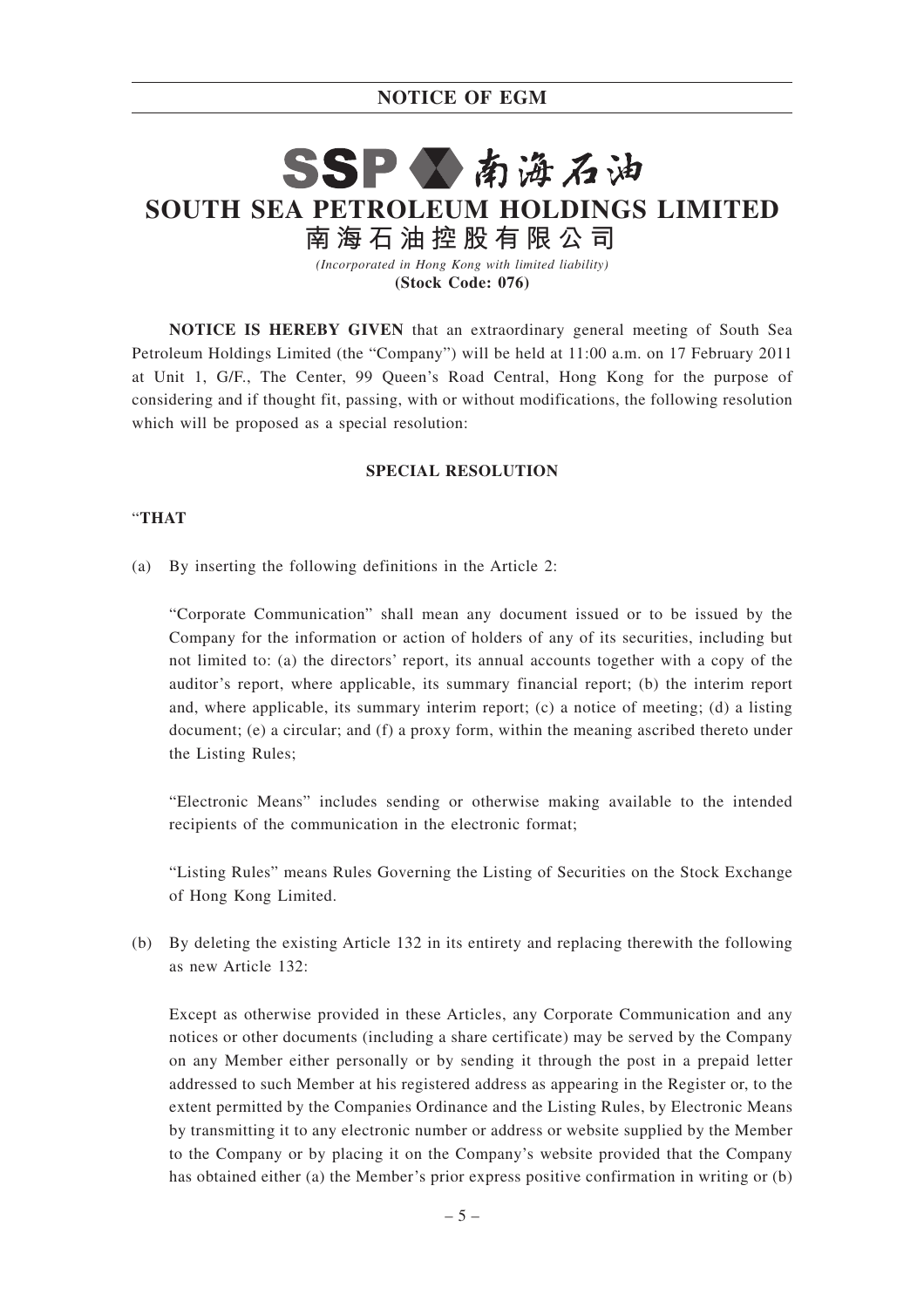# NOTICE OF EGM

SSP 南海石油

# SOUTH SEA PETROLEUM HOLDINGS LIMITED

# 南海石油控股有限公司

*(Incorporated in Hong Kong with limited liability)*

**(Stock Code: 076)**

**NOTICE IS HEREBY GIVEN** that an extraordinary general meeting of South Sea Petroleum Holdings Limited (the "Company") will be held at 11:00 a.m. on 17 February 2011 at Unit 1, G/F., The Center, 99 Queen's Road Central, Hong Kong for the purpose of considering and if thought fit, passing, with or without modifications, the following resolution which will be proposed as a special resolution:

**SPECIAL RESOLUTION**

"**THAT**

(a) By inserting the following definitions in the Article 2:

"Corporate Communication" shall mean any document issued or to be issued by the Company for the information or action of holders of any of its securities, including but not limited to: (a) the directors' report, its annual accounts together with a copy of the auditor's report, where applicable, its summary financial report; (b) the interim report and, where applicable, its summary interim report; (c) a notice of meeting; (d) a listing document; (e) a circular; and (f) a proxy form, within the meaning ascribed thereto under the Listing Rules;

"Electronic Means" includes sending or otherwise making available to the intended recipients of the communication in the electronic format;

"Listing Rules" means Rules Governing the Listing of Securities on the Stock Exchange of Hong Kong Limited.

(b) By deleting the existing Article 132 in its entirety and replacing therewith the following as new Article 132:

Except as otherwise provided in these Articles, any Corporate Communication and any notices or other documents (including a share certificate) may be served by the Company on any Member either personally or by sending it through the post in a prepaid letter addressed to such Member at his registered address as appearing in the Register or, to the extent permitted by the Companies Ordinance and the Listing Rules, by Electronic Means by transmitting it to any electronic number or address or website supplied by the Member to the Company or by placing it on the Company's website provided that the Company has obtained either (a) the Member's prior express positive confirmation in writing or (b)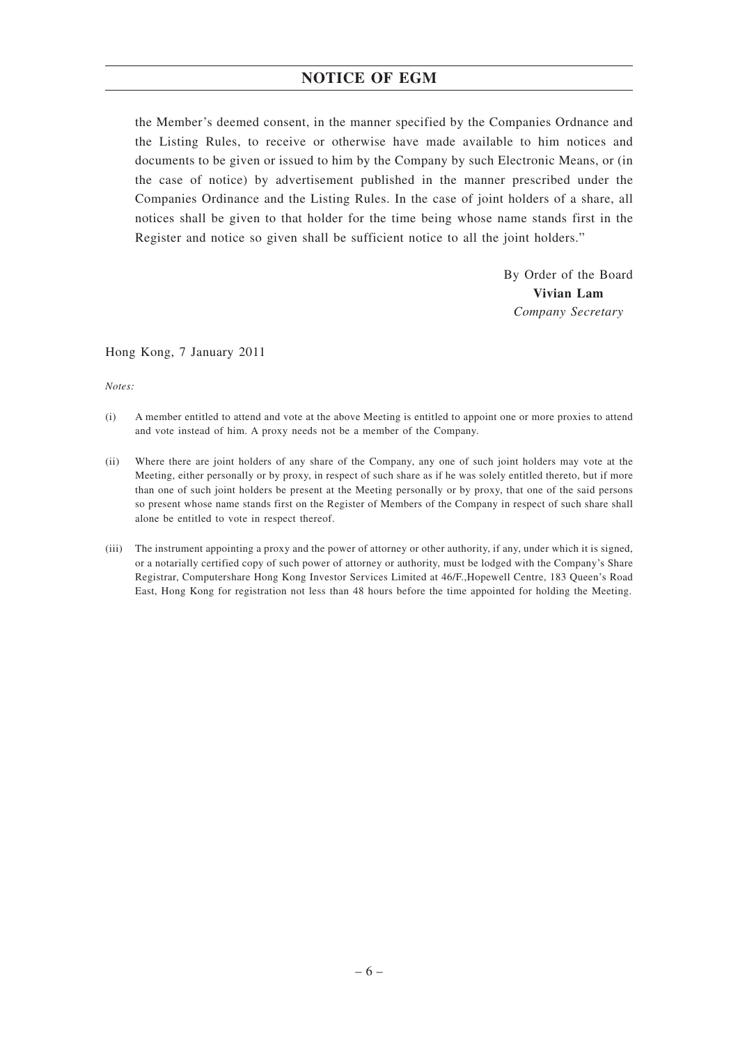the Member's deemed consent, in the manner specified by the Companies Ordnance and the Listing Rules, to receive or otherwise have made available to him notices and documents to be given or issued to him by the Company by such Electronic Means, or (in the case of notice) by advertisement published in the manner prescribed under the Companies Ordinance and the Listing Rules. In the case of joint holders of a share, all notices shall be given to that holder for the time being whose name stands first in the Register and notice so given shall be sufficient notice to all the joint holders."

By Order of the Board
**Vivian Lam**
*Company Secretary*

Hong Kong, 7 January 2011

*Notes:*

(i) A member entitled to attend and vote at the above Meeting is entitled to appoint one or more proxies to attend and vote instead of him. A proxy needs not be a member of the Company.

(ii) Where there are joint holders of any share of the Company, any one of such joint holders may vote at the Meeting, either personally or by proxy, in respect of such share as if he was solely entitled thereto, but if more than one of such joint holders be present at the Meeting personally or by proxy, that one of the said persons so present whose name stands first on the Register of Members of the Company in respect of such share shall alone be entitled to vote in respect thereof.

(iii) The instrument appointing a proxy and the power of attorney or other authority, if any, under which it is signed, or a notarially certified copy of such power of attorney or authority, must be lodged with the Company's Share Registrar, Computershare Hong Kong Investor Services Limited at 46/F.,Hopewell Centre, 183 Queen's Road East, Hong Kong for registration not less than 48 hours before the time appointed for holding the Meeting.